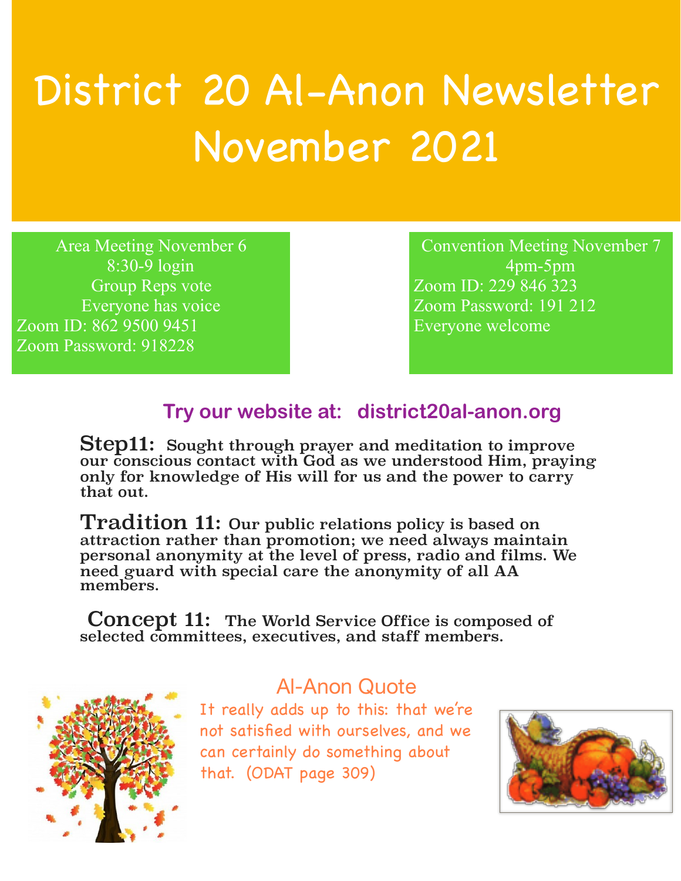# District 20 Al-Anon Newsletter November 2021

Area Meeting November 6
8:30-9 login
Group Reps vote
Everyone has voice
Zoom ID: 862 9500 9451
Zoom Password: 918228

Convention Meeting November 7
4pm-5pm
Zoom ID: 229 846 323
Zoom Password: 191 212
Everyone welcome

## Try our website at: district20al-anon.org

**Step11:** Sought through prayer and meditation to improve our conscious contact with God as we understood Him, praying only for knowledge of His will for us and the power to carry that out.

**Tradition 11:** Our public relations policy is based on attraction rather than promotion; we need always maintain personal anonymity at the level of press, radio and films. We need guard with special care the anonymity of all AA members.

**Concept 11:** The World Service Office is composed of selected committees, executives, and staff members.

### Al-Anon Quote

It really adds up to this: that we're not satisfied with ourselves, and we can certainly do something about that. (ODAT page 309)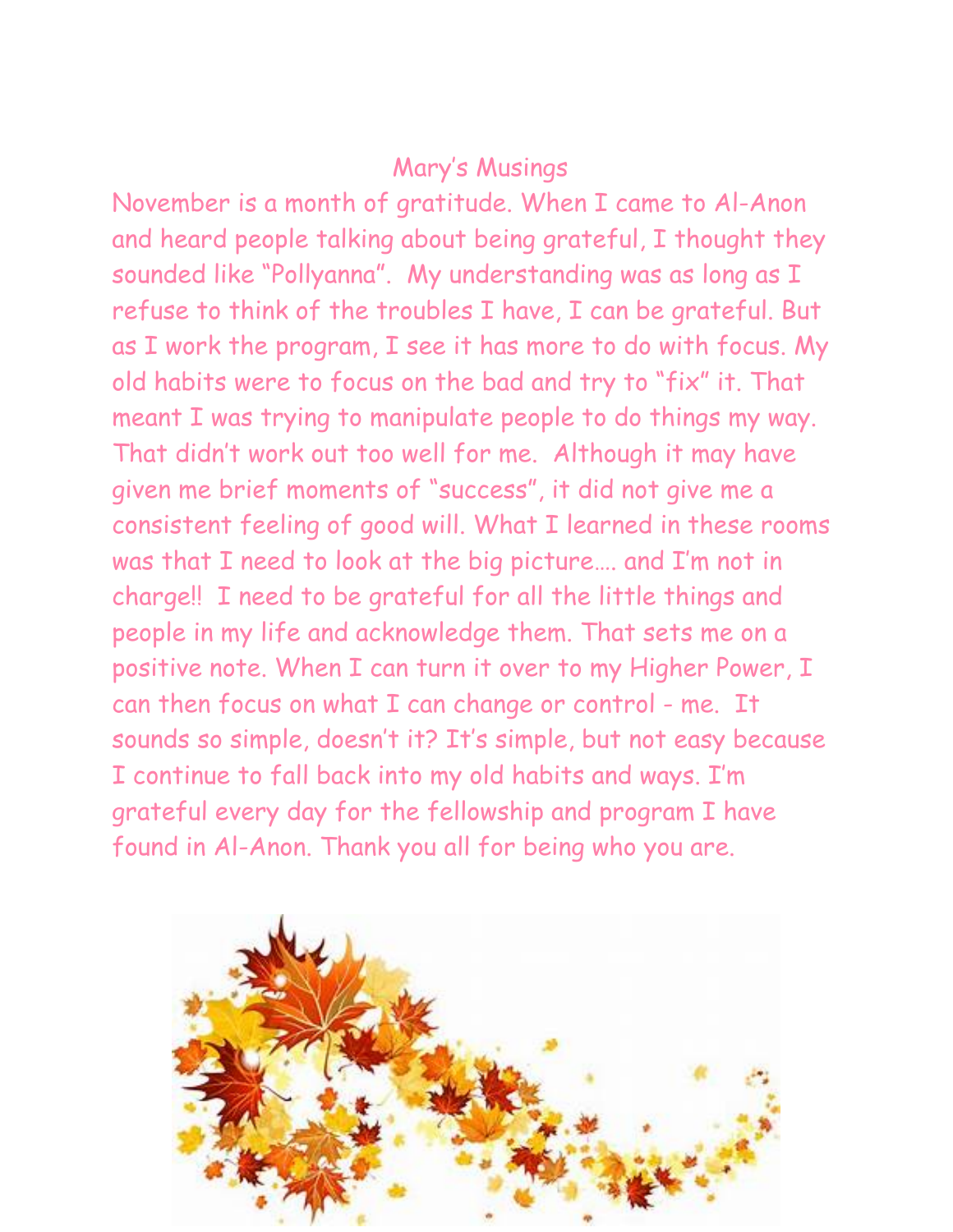## Mary's Musings

November is a month of gratitude. When I came to Al-Anon and heard people talking about being grateful, I thought they sounded like "Pollyanna". My understanding was as long as I refuse to think of the troubles I have, I can be grateful. But as I work the program, I see it has more to do with focus. My old habits were to focus on the bad and try to "fix" it. That meant I was trying to manipulate people to do things my way. That didn't work out too well for me. Although it may have given me brief moments of "success", it did not give me a consistent feeling of good will. What I learned in these rooms was that I need to look at the big picture…. and I'm not in charge!! I need to be grateful for all the little things and people in my life and acknowledge them. That sets me on a positive note. When I can turn it over to my Higher Power, I can then focus on what I can change or control - me. It sounds so simple, doesn't it? It's simple, but not easy because I continue to fall back into my old habits and ways. I'm grateful every day for the fellowship and program I have found in Al-Anon. Thank you all for being who you are.